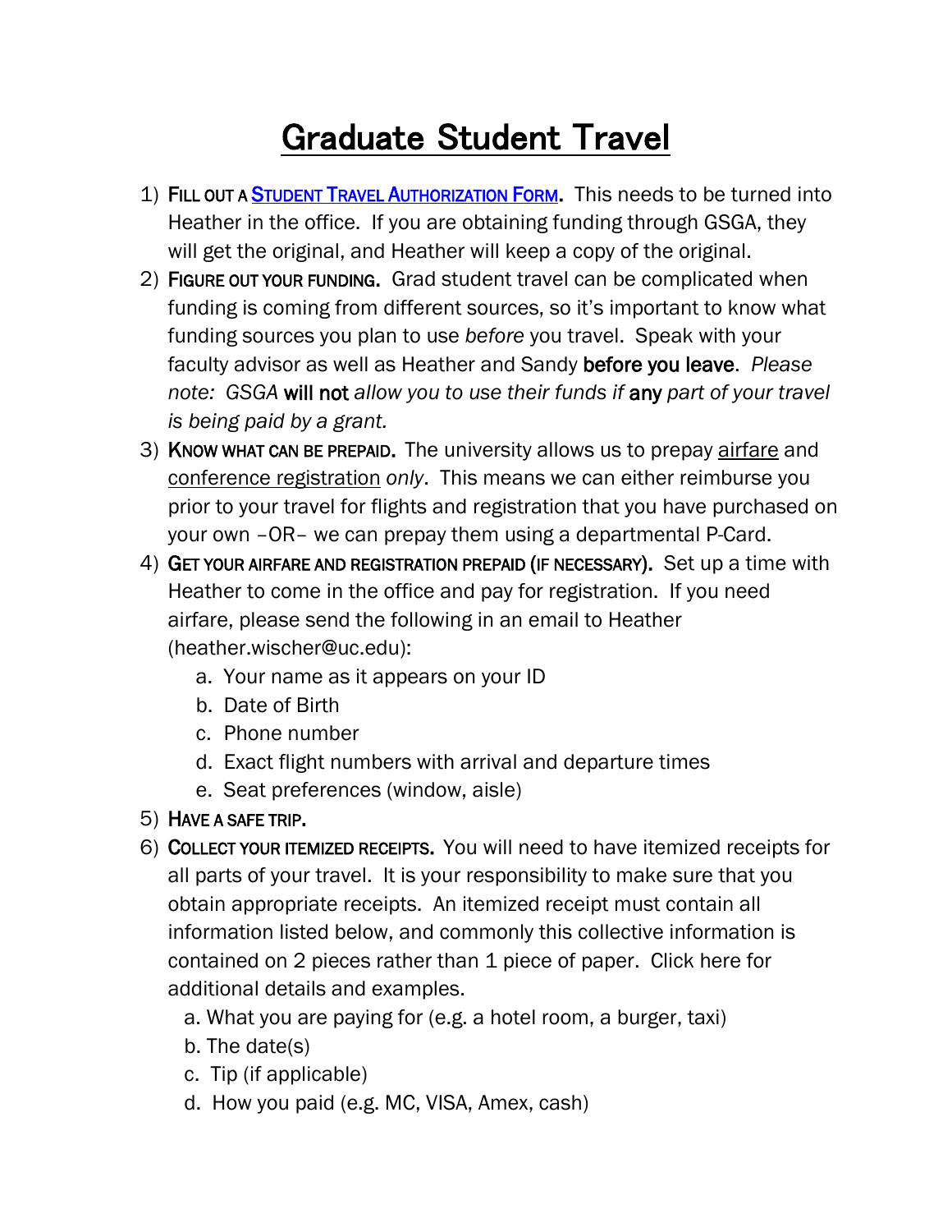# Graduate Student Travel

1) **Fill out a [Student Travel Authorization Form].** This needs to be turned into Heather in the office. If you are obtaining funding through GSGA, they will get the original, and Heather will keep a copy of the original.
2) **Figure out your funding.** Grad student travel can be complicated when funding is coming from different sources, so it's important to know what funding sources you plan to use *before* you travel. Speak with your faculty advisor as well as Heather and Sandy **before you leave**. *Please note: GSGA* **will not** *allow you to use their funds if* **any** *part of your travel is being paid by a grant.*
3) **Know what can be prepaid.** The university allows us to prepay airfare and conference registration *only*. This means we can either reimburse you prior to your travel for flights and registration that you have purchased on your own –OR– we can prepay them using a departmental P-Card.
4) **Get your airfare and registration prepaid (if necessary).** Set up a time with Heather to come in the office and pay for registration. If you need airfare, please send the following in an email to Heather (heather.wischer@uc.edu):
   a. Your name as it appears on your ID
   b. Date of Birth
   c. Phone number
   d. Exact flight numbers with arrival and departure times
   e. Seat preferences (window, aisle)
5) **Have a safe trip.**
6) **Collect your itemized receipts.** You will need to have itemized receipts for all parts of your travel. It is your responsibility to make sure that you obtain appropriate receipts. An itemized receipt must contain all information listed below, and commonly this collective information is contained on 2 pieces rather than 1 piece of paper. Click here for additional details and examples.
   a. What you are paying for (e.g. a hotel room, a burger, taxi)
   b. The date(s)
   c. Tip (if applicable)
   d. How you paid (e.g. MC, VISA, Amex, cash)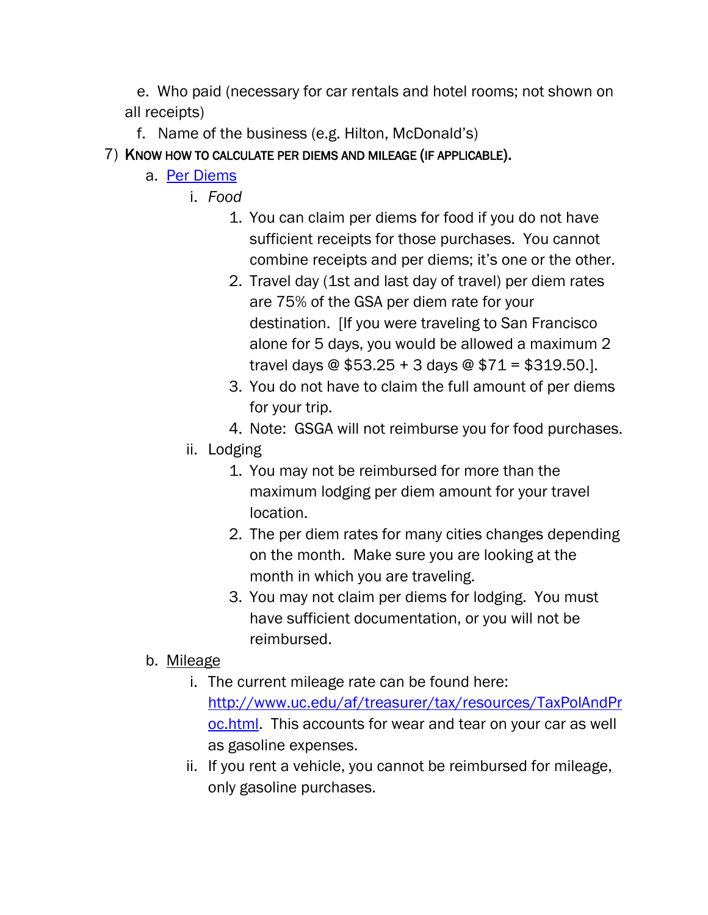e. Who paid (necessary for car rentals and hotel rooms; not shown on all receipts)
   f. Name of the business (e.g. Hilton, McDonald's)

7) KNOW HOW TO CALCULATE PER DIEMS AND MILEAGE (IF APPLICABLE).
   a. [Per Diems]()
      i. *Food*
         1. You can claim per diems for food if you do not have sufficient receipts for those purchases. You cannot combine receipts and per diems; it's one or the other.
         2. Travel day (1st and last day of travel) per diem rates are 75% of the GSA per diem rate for your destination. [If you were traveling to San Francisco alone for 5 days, you would be allowed a maximum 2 travel days @ $53.25 + 3 days @ $71 = $319.50.].
         3. You do not have to claim the full amount of per diems for your trip.
         4. Note: GSGA will not reimburse you for food purchases.
      ii. Lodging
         1. You may not be reimbursed for more than the maximum lodging per diem amount for your travel location.
         2. The per diem rates for many cities changes depending on the month. Make sure you are looking at the month in which you are traveling.
         3. You may not claim per diems for lodging. You must have sufficient documentation, or you will not be reimbursed.
   b. Mileage
      i. The current mileage rate can be found here: [http://www.uc.edu/af/treasurer/tax/resources/TaxPolAndProc.html](http://www.uc.edu/af/treasurer/tax/resources/TaxPolAndProc.html). This accounts for wear and tear on your car as well as gasoline expenses.
      ii. If you rent a vehicle, you cannot be reimbursed for mileage, only gasoline purchases.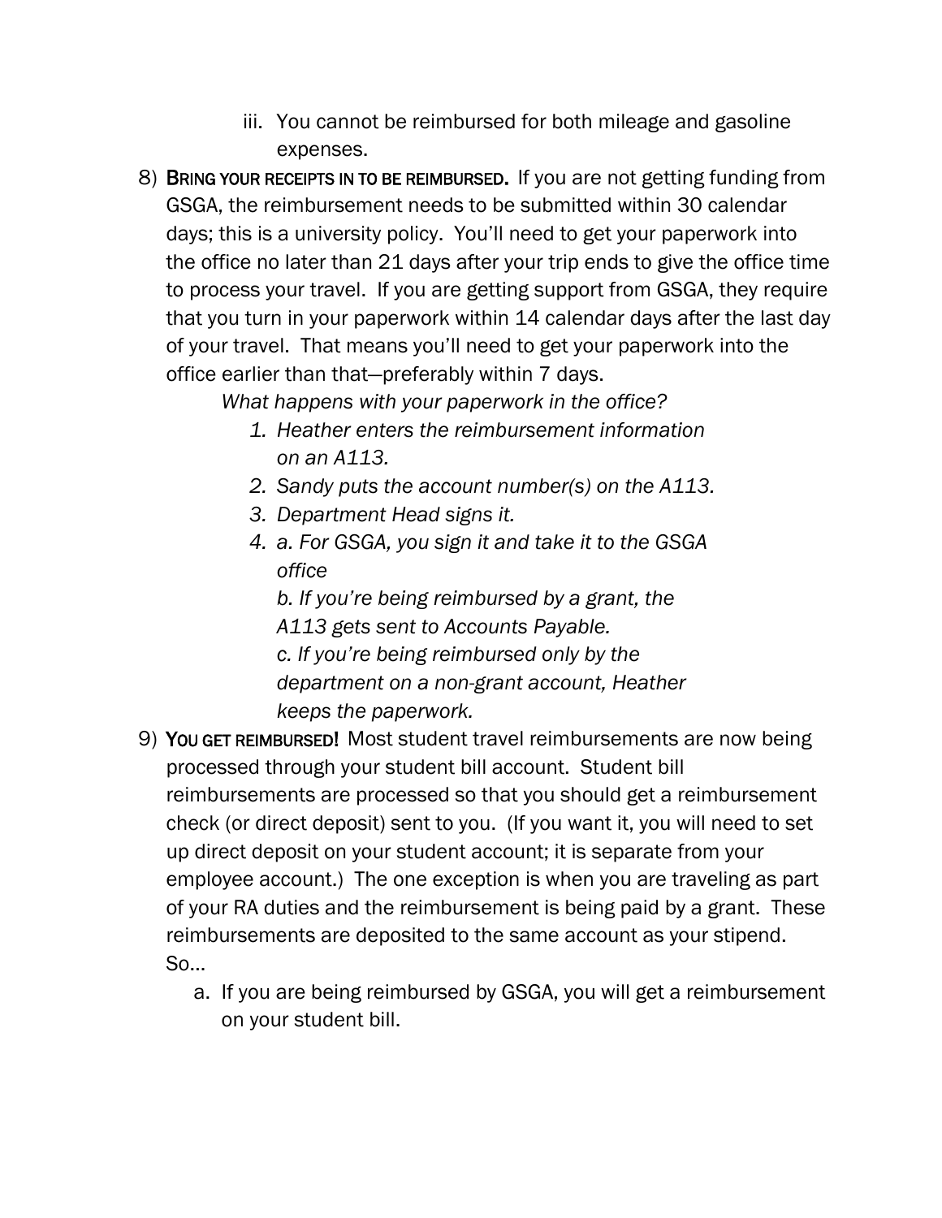iii. You cannot be reimbursed for both mileage and gasoline expenses.

8) **Bring your receipts in to be reimbursed.** If you are not getting funding from GSGA, the reimbursement needs to be submitted within 30 calendar days; this is a university policy. You'll need to get your paperwork into the office no later than 21 days after your trip ends to give the office time to process your travel. If you are getting support from GSGA, they require that you turn in your paperwork within 14 calendar days after the last day of your travel. That means you'll need to get your paperwork into the office earlier than that—preferably within 7 days.

   *What happens with your paperwork in the office?*

   1. *Heather enters the reimbursement information on an A113.*
   2. *Sandy puts the account number(s) on the A113.*
   3. *Department Head signs it.*
   4. *a. For GSGA, you sign it and take it to the GSGA office*

      *b. If you're being reimbursed by a grant, the A113 gets sent to Accounts Payable.*

      *c. If you're being reimbursed only by the department on a non-grant account, Heather keeps the paperwork.*

9) **You get reimbursed!** Most student travel reimbursements are now being processed through your student bill account. Student bill reimbursements are processed so that you should get a reimbursement check (or direct deposit) sent to you. (If you want it, you will need to set up direct deposit on your student account; it is separate from your employee account.) The one exception is when you are traveling as part of your RA duties and the reimbursement is being paid by a grant. These reimbursements are deposited to the same account as your stipend. So…

   a. If you are being reimbursed by GSGA, you will get a reimbursement on your student bill.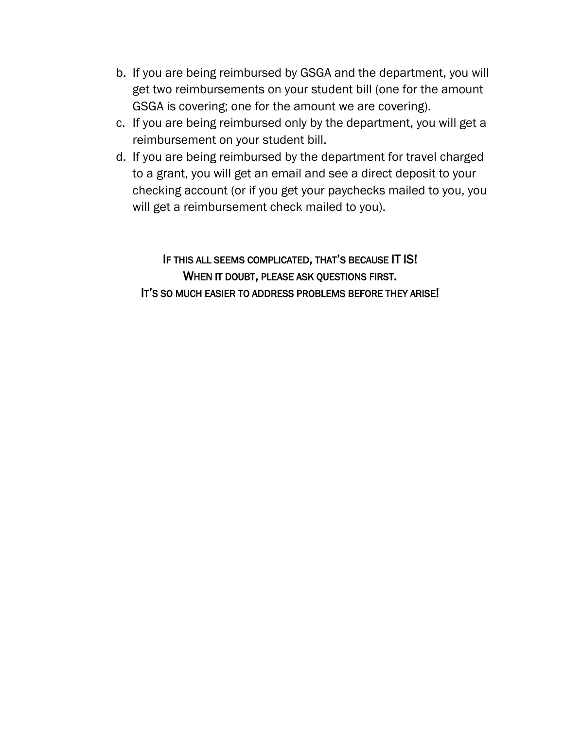b. If you are being reimbursed by GSGA and the department, you will get two reimbursements on your student bill (one for the amount GSGA is covering; one for the amount we are covering).
c. If you are being reimbursed only by the department, you will get a reimbursement on your student bill.
d. If you are being reimbursed by the department for travel charged to a grant, you will get an email and see a direct deposit to your checking account (or if you get your paychecks mailed to you, you will get a reimbursement check mailed to you).

**IF THIS ALL SEEMS COMPLICATED, THAT'S BECAUSE IT IS!**
**WHEN IT DOUBT, PLEASE ASK QUESTIONS FIRST.**
**IT'S SO MUCH EASIER TO ADDRESS PROBLEMS BEFORE THEY ARISE!**